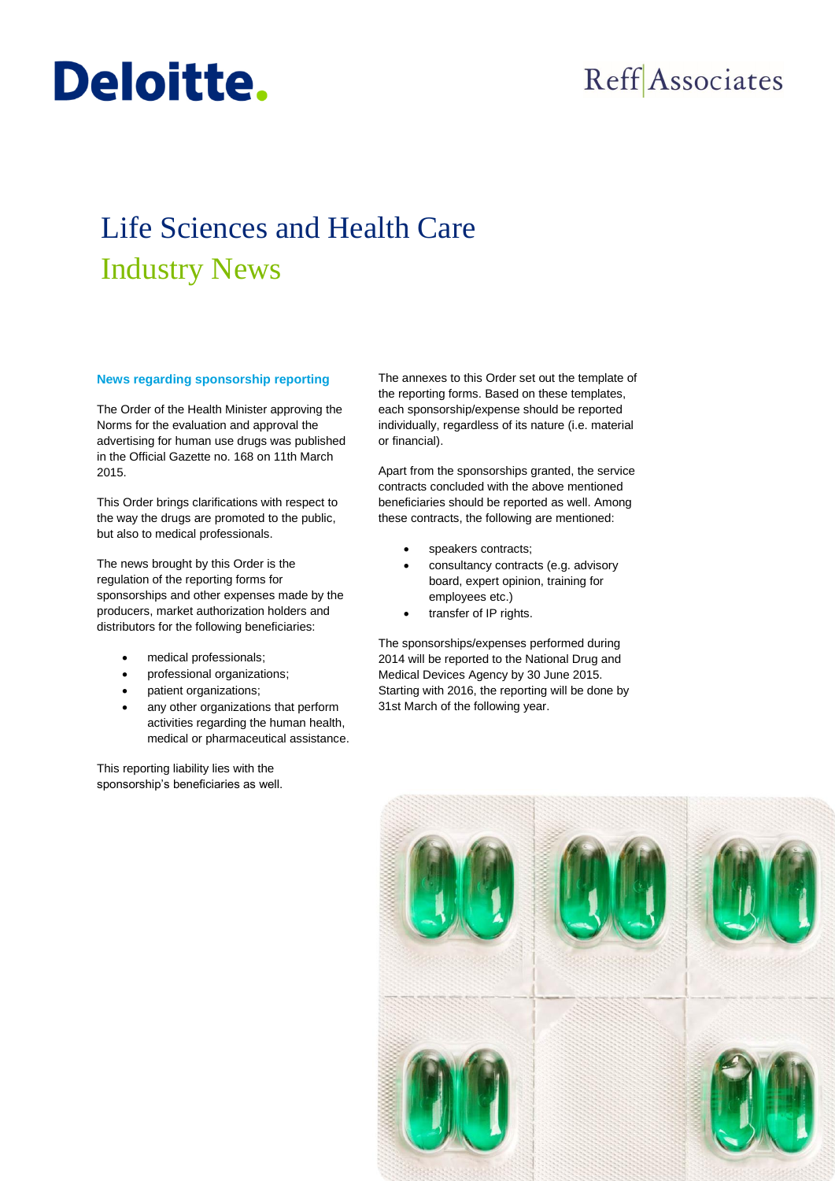Deloitte.

Reff|Associates

# Life Sciences and Health Care
## Industry News

### News regarding sponsorship reporting

The Order of the Health Minister approving the Norms for the evaluation and approval the advertising for human use drugs was published in the Official Gazette no. 168 on 11th March 2015.

This Order brings clarifications with respect to the way the drugs are promoted to the public, but also to medical professionals.

The news brought by this Order is the regulation of the reporting forms for sponsorships and other expenses made by the producers, market authorization holders and distributors for the following beneficiaries:

- medical professionals;
- professional organizations;
- patient organizations;
- any other organizations that perform activities regarding the human health, medical or pharmaceutical assistance.

This reporting liability lies with the sponsorship's beneficiaries as well.

The annexes to this Order set out the template of the reporting forms. Based on these templates, each sponsorship/expense should be reported individually, regardless of its nature (i.e. material or financial).

Apart from the sponsorships granted, the service contracts concluded with the above mentioned beneficiaries should be reported as well. Among these contracts, the following are mentioned:

- speakers contracts;
- consultancy contracts (e.g. advisory board, expert opinion, training for employees etc.)
- transfer of IP rights.

The sponsorships/expenses performed during 2014 will be reported to the National Drug and Medical Devices Agency by 30 June 2015. Starting with 2016, the reporting will be done by 31st March of the following year.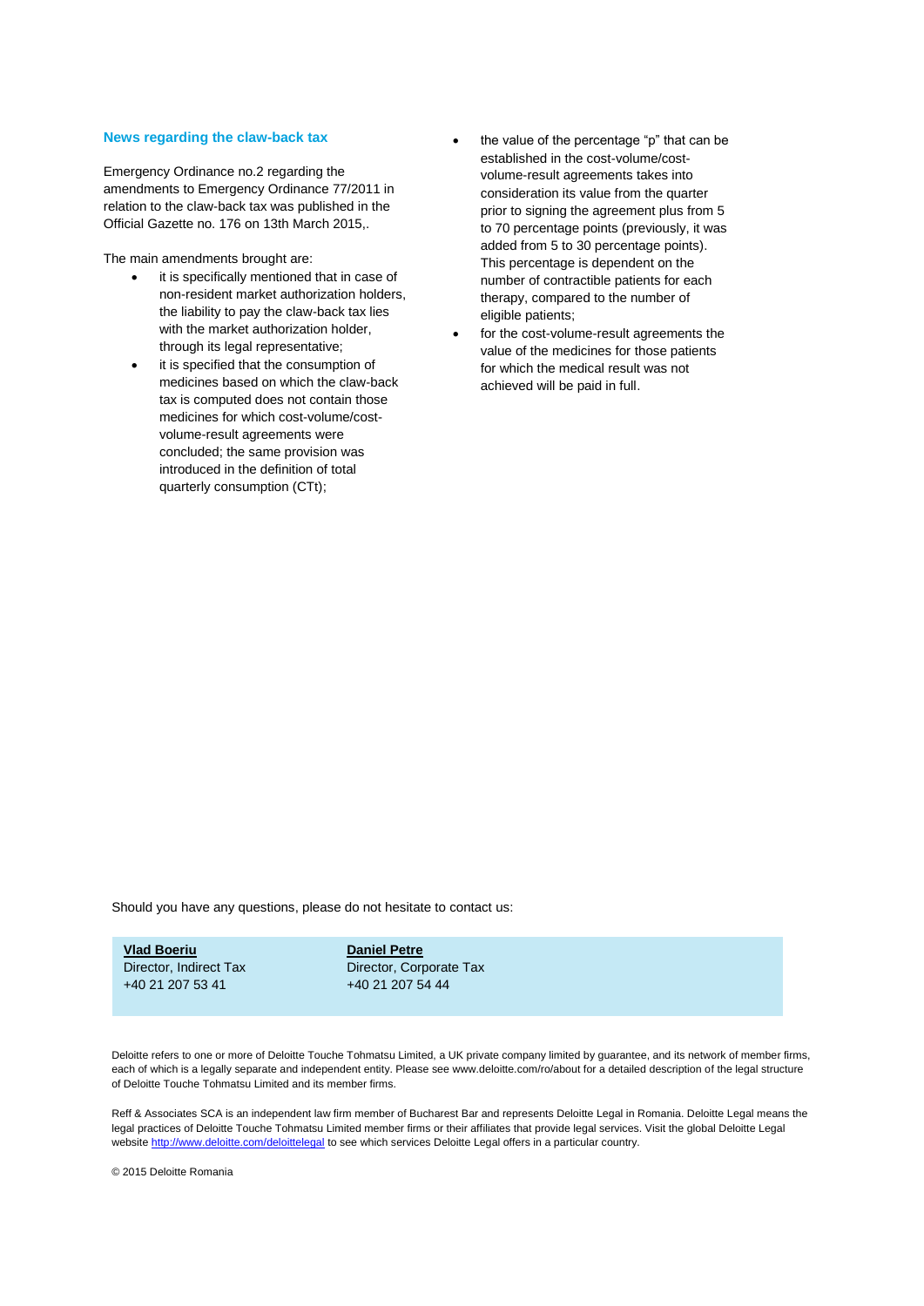### News regarding the claw-back tax

Emergency Ordinance no.2 regarding the amendments to Emergency Ordinance 77/2011 in relation to the claw-back tax was published in the Official Gazette no. 176 on 13th March 2015,.

The main amendments brought are:

- it is specifically mentioned that in case of non-resident market authorization holders, the liability to pay the claw-back tax lies with the market authorization holder, through its legal representative;
- it is specified that the consumption of medicines based on which the claw-back tax is computed does not contain those medicines for which cost-volume/cost-volume-result agreements were concluded; the same provision was introduced in the definition of total quarterly consumption (CTt);
- the value of the percentage "p" that can be established in the cost-volume/cost-volume-result agreements takes into consideration its value from the quarter prior to signing the agreement plus from 5 to 70 percentage points (previously, it was added from 5 to 30 percentage points). This percentage is dependent on the number of contractible patients for each therapy, compared to the number of eligible patients;
- for the cost-volume-result agreements the value of the medicines for those patients for which the medical result was not achieved will be paid in full.

Should you have any questions, please do not hesitate to contact us:

| | |
|---|---|
| **Vlad Boeriu**<br>Director, Indirect Tax<br>+40 21 207 53 41 | **Daniel Petre**<br>Director, Corporate Tax<br>+40 21 207 54 44 |

Deloitte refers to one or more of Deloitte Touche Tohmatsu Limited, a UK private company limited by guarantee, and its network of member firms, each of which is a legally separate and independent entity. Please see www.deloitte.com/ro/about for a detailed description of the legal structure of Deloitte Touche Tohmatsu Limited and its member firms.

Reff & Associates SCA is an independent law firm member of Bucharest Bar and represents Deloitte Legal in Romania. Deloitte Legal means the legal practices of Deloitte Touche Tohmatsu Limited member firms or their affiliates that provide legal services. Visit the global Deloitte Legal website http://www.deloitte.com/deloittelegal to see which services Deloitte Legal offers in a particular country.

© 2015 Deloitte Romania